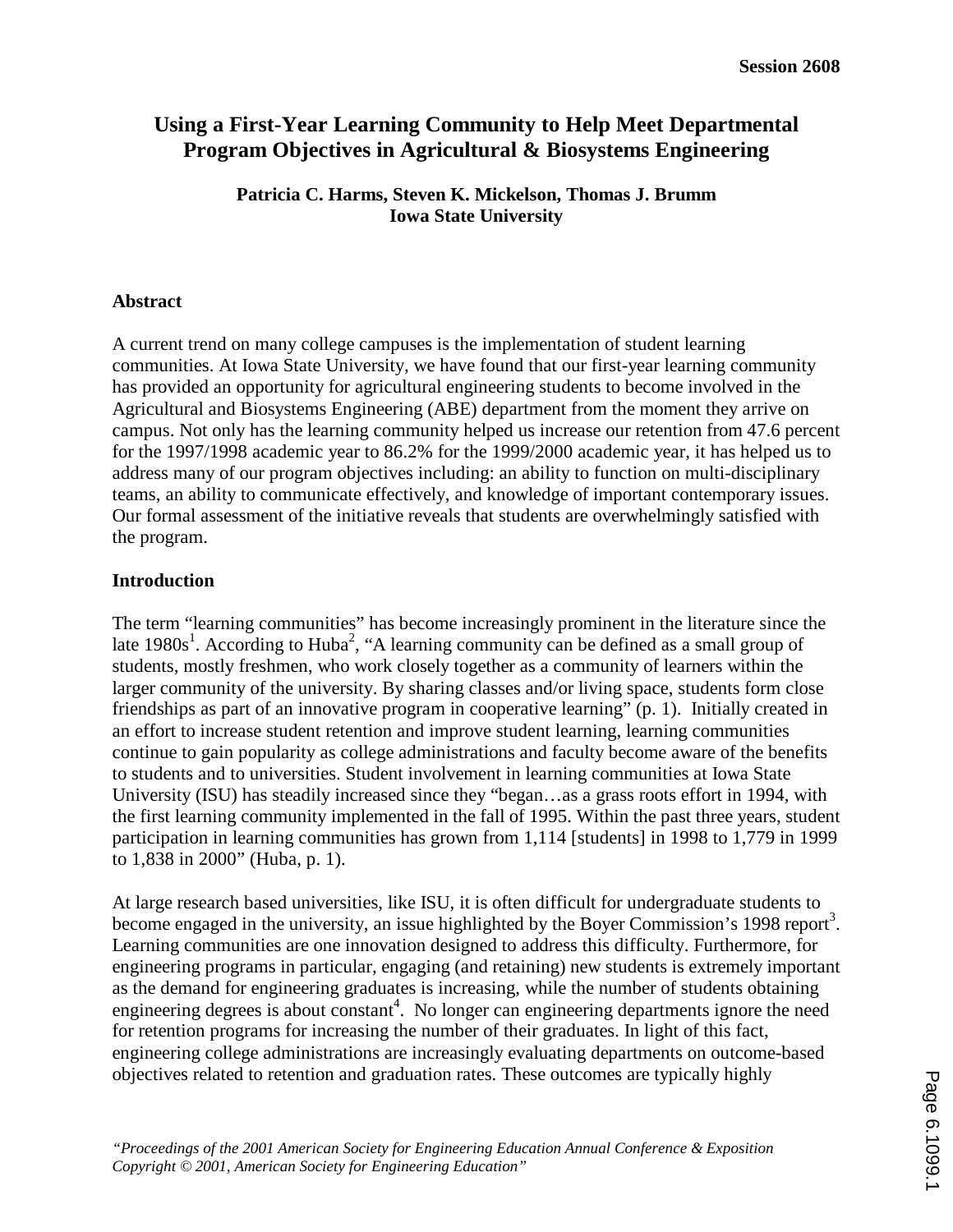# Using a First-Year Learning Community to Help Meet Departmental Program Objectives in Agricultural & Biosystems Engineering

**Patricia C. Harms, Steven K. Mickelson, Thomas J. Brumm**
**Iowa State University**

## Abstract

A current trend on many college campuses is the implementation of student learning communities. At Iowa State University, we have found that our first-year learning community has provided an opportunity for agricultural engineering students to become involved in the Agricultural and Biosystems Engineering (ABE) department from the moment they arrive on campus. Not only has the learning community helped us increase our retention from 47.6 percent for the 1997/1998 academic year to 86.2% for the 1999/2000 academic year, it has helped us to address many of our program objectives including: an ability to function on multi-disciplinary teams, an ability to communicate effectively, and knowledge of important contemporary issues. Our formal assessment of the initiative reveals that students are overwhelmingly satisfied with the program.

## Introduction

The term "learning communities" has become increasingly prominent in the literature since the late 1980s[1]. According to Huba[2], "A learning community can be defined as a small group of students, mostly freshmen, who work closely together as a community of learners within the larger community of the university. By sharing classes and/or living space, students form close friendships as part of an innovative program in cooperative learning" (p. 1). Initially created in an effort to increase student retention and improve student learning, learning communities continue to gain popularity as college administrations and faculty become aware of the benefits to students and to universities. Student involvement in learning communities at Iowa State University (ISU) has steadily increased since they "began…as a grass roots effort in 1994, with the first learning community implemented in the fall of 1995. Within the past three years, student participation in learning communities has grown from 1,114 [students] in 1998 to 1,779 in 1999 to 1,838 in 2000" (Huba, p. 1).

At large research based universities, like ISU, it is often difficult for undergraduate students to become engaged in the university, an issue highlighted by the Boyer Commission's 1998 report[3]. Learning communities are one innovation designed to address this difficulty. Furthermore, for engineering programs in particular, engaging (and retaining) new students is extremely important as the demand for engineering graduates is increasing, while the number of students obtaining engineering degrees is about constant[4]. No longer can engineering departments ignore the need for retention programs for increasing the number of their graduates. In light of this fact, engineering college administrations are increasingly evaluating departments on outcome-based objectives related to retention and graduation rates. These outcomes are typically highly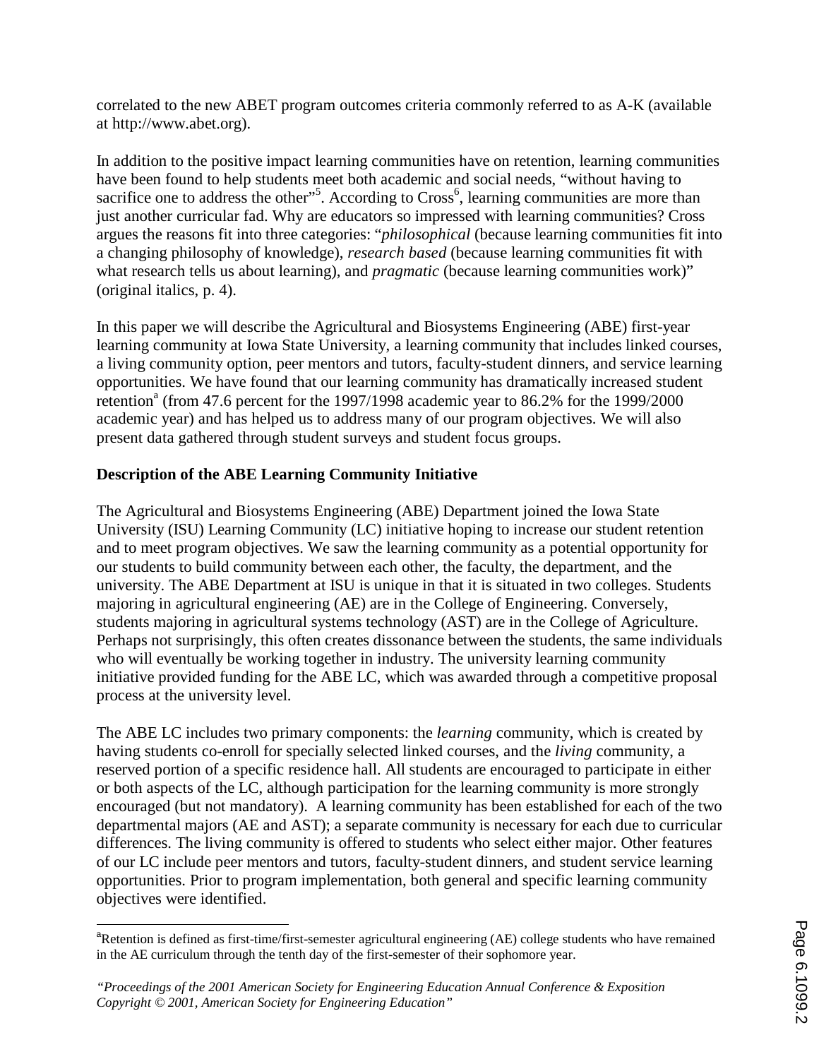correlated to the new ABET program outcomes criteria commonly referred to as A-K (available at http://www.abet.org).

In addition to the positive impact learning communities have on retention, learning communities have been found to help students meet both academic and social needs, "without having to sacrifice one to address the other"[5]. According to Cross[6], learning communities are more than just another curricular fad. Why are educators so impressed with learning communities? Cross argues the reasons fit into three categories: "*philosophical* (because learning communities fit into a changing philosophy of knowledge), *research based* (because learning communities fit with what research tells us about learning), and *pragmatic* (because learning communities work)" (original italics, p. 4).

In this paper we will describe the Agricultural and Biosystems Engineering (ABE) first-year learning community at Iowa State University, a learning community that includes linked courses, a living community option, peer mentors and tutors, faculty-student dinners, and service learning opportunities. We have found that our learning community has dramatically increased student retention[a] (from 47.6 percent for the 1997/1998 academic year to 86.2% for the 1999/2000 academic year) and has helped us to address many of our program objectives. We will also present data gathered through student surveys and student focus groups.

**Description of the ABE Learning Community Initiative**

The Agricultural and Biosystems Engineering (ABE) Department joined the Iowa State University (ISU) Learning Community (LC) initiative hoping to increase our student retention and to meet program objectives. We saw the learning community as a potential opportunity for our students to build community between each other, the faculty, the department, and the university. The ABE Department at ISU is unique in that it is situated in two colleges. Students majoring in agricultural engineering (AE) are in the College of Engineering. Conversely, students majoring in agricultural systems technology (AST) are in the College of Agriculture. Perhaps not surprisingly, this often creates dissonance between the students, the same individuals who will eventually be working together in industry. The university learning community initiative provided funding for the ABE LC, which was awarded through a competitive proposal process at the university level.

The ABE LC includes two primary components: the *learning* community, which is created by having students co-enroll for specially selected linked courses, and the *living* community, a reserved portion of a specific residence hall. All students are encouraged to participate in either or both aspects of the LC, although participation for the learning community is more strongly encouraged (but not mandatory). A learning community has been established for each of the two departmental majors (AE and AST); a separate community is necessary for each due to curricular differences. The living community is offered to students who select either major. Other features of our LC include peer mentors and tutors, faculty-student dinners, and student service learning opportunities. Prior to program implementation, both general and specific learning community objectives were identified.

---

[a]Retention is defined as first-time/first-semester agricultural engineering (AE) college students who have remained in the AE curriculum through the tenth day of the first-semester of their sophomore year.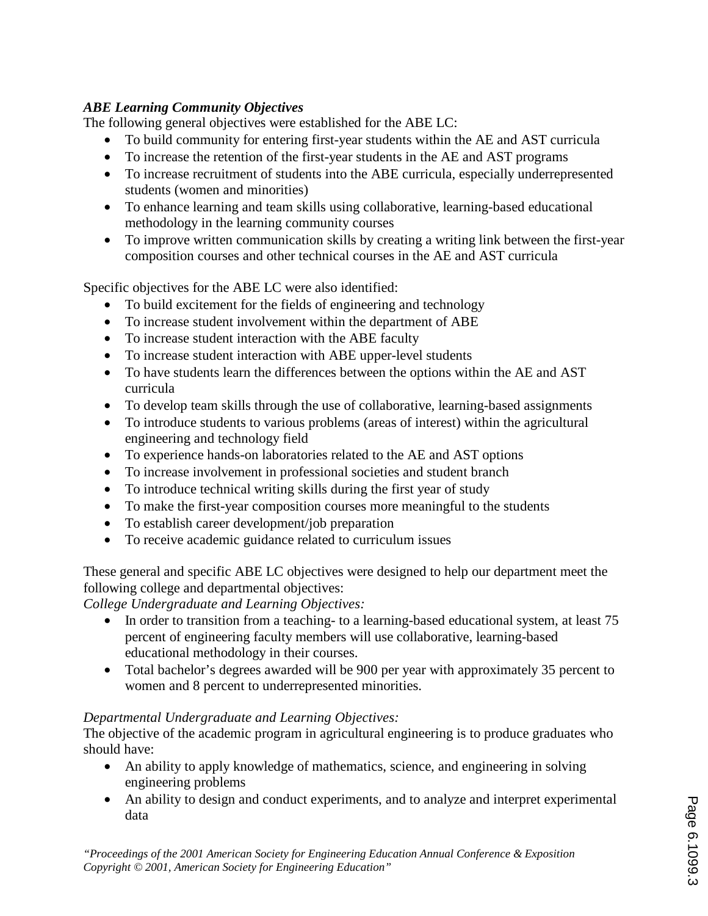***ABE Learning Community Objectives***

The following general objectives were established for the ABE LC:

- To build community for entering first-year students within the AE and AST curricula
- To increase the retention of the first-year students in the AE and AST programs
- To increase recruitment of students into the ABE curricula, especially underrepresented students (women and minorities)
- To enhance learning and team skills using collaborative, learning-based educational methodology in the learning community courses
- To improve written communication skills by creating a writing link between the first-year composition courses and other technical courses in the AE and AST curricula

Specific objectives for the ABE LC were also identified:

- To build excitement for the fields of engineering and technology
- To increase student involvement within the department of ABE
- To increase student interaction with the ABE faculty
- To increase student interaction with ABE upper-level students
- To have students learn the differences between the options within the AE and AST curricula
- To develop team skills through the use of collaborative, learning-based assignments
- To introduce students to various problems (areas of interest) within the agricultural engineering and technology field
- To experience hands-on laboratories related to the AE and AST options
- To increase involvement in professional societies and student branch
- To introduce technical writing skills during the first year of study
- To make the first-year composition courses more meaningful to the students
- To establish career development/job preparation
- To receive academic guidance related to curriculum issues

These general and specific ABE LC objectives were designed to help our department meet the following college and departmental objectives:

*College Undergraduate and Learning Objectives:*

- In order to transition from a teaching- to a learning-based educational system, at least 75 percent of engineering faculty members will use collaborative, learning-based educational methodology in their courses.
- Total bachelor's degrees awarded will be 900 per year with approximately 35 percent to women and 8 percent to underrepresented minorities.

*Departmental Undergraduate and Learning Objectives:*

The objective of the academic program in agricultural engineering is to produce graduates who should have:

- An ability to apply knowledge of mathematics, science, and engineering in solving engineering problems
- An ability to design and conduct experiments, and to analyze and interpret experimental data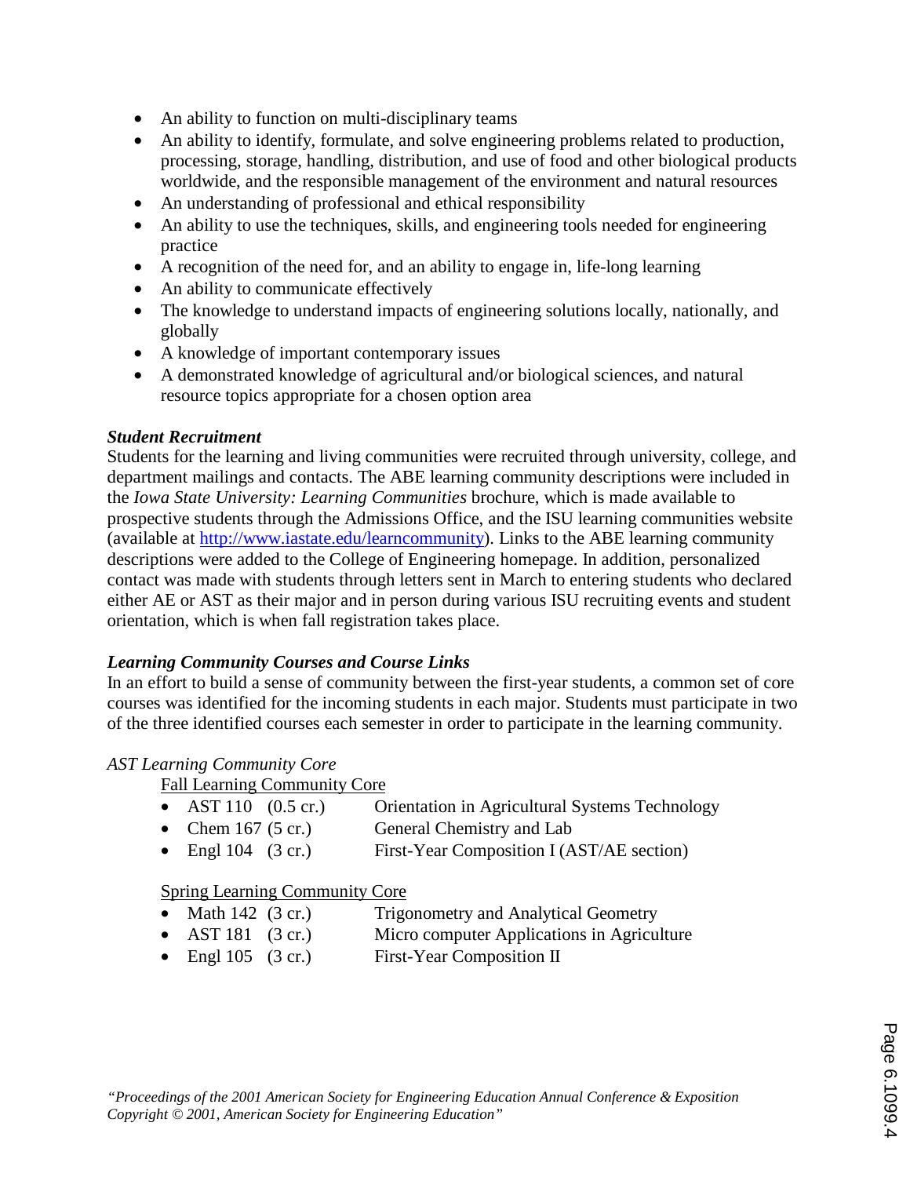- An ability to function on multi-disciplinary teams
- An ability to identify, formulate, and solve engineering problems related to production, processing, storage, handling, distribution, and use of food and other biological products worldwide, and the responsible management of the environment and natural resources
- An understanding of professional and ethical responsibility
- An ability to use the techniques, skills, and engineering tools needed for engineering practice
- A recognition of the need for, and an ability to engage in, life-long learning
- An ability to communicate effectively
- The knowledge to understand impacts of engineering solutions locally, nationally, and globally
- A knowledge of important contemporary issues
- A demonstrated knowledge of agricultural and/or biological sciences, and natural resource topics appropriate for a chosen option area

***Student Recruitment***

Students for the learning and living communities were recruited through university, college, and department mailings and contacts. The ABE learning community descriptions were included in the *Iowa State University: Learning Communities* brochure, which is made available to prospective students through the Admissions Office, and the ISU learning communities website (available at http://www.iastate.edu/learncommunity). Links to the ABE learning community descriptions were added to the College of Engineering homepage. In addition, personalized contact was made with students through letters sent in March to entering students who declared either AE or AST as their major and in person during various ISU recruiting events and student orientation, which is when fall registration takes place.

***Learning Community Courses and Course Links***

In an effort to build a sense of community between the first-year students, a common set of core courses was identified for the incoming students in each major. Students must participate in two of the three identified courses each semester in order to participate in the learning community.

*AST Learning Community Core*

Fall Learning Community Core

- AST 110 (0.5 cr.) Orientation in Agricultural Systems Technology
- Chem 167 (5 cr.) General Chemistry and Lab
- Engl 104 (3 cr.) First-Year Composition I (AST/AE section)

Spring Learning Community Core

- Math 142 (3 cr.) Trigonometry and Analytical Geometry
- AST 181 (3 cr.) Micro computer Applications in Agriculture
- Engl 105 (3 cr.) First-Year Composition II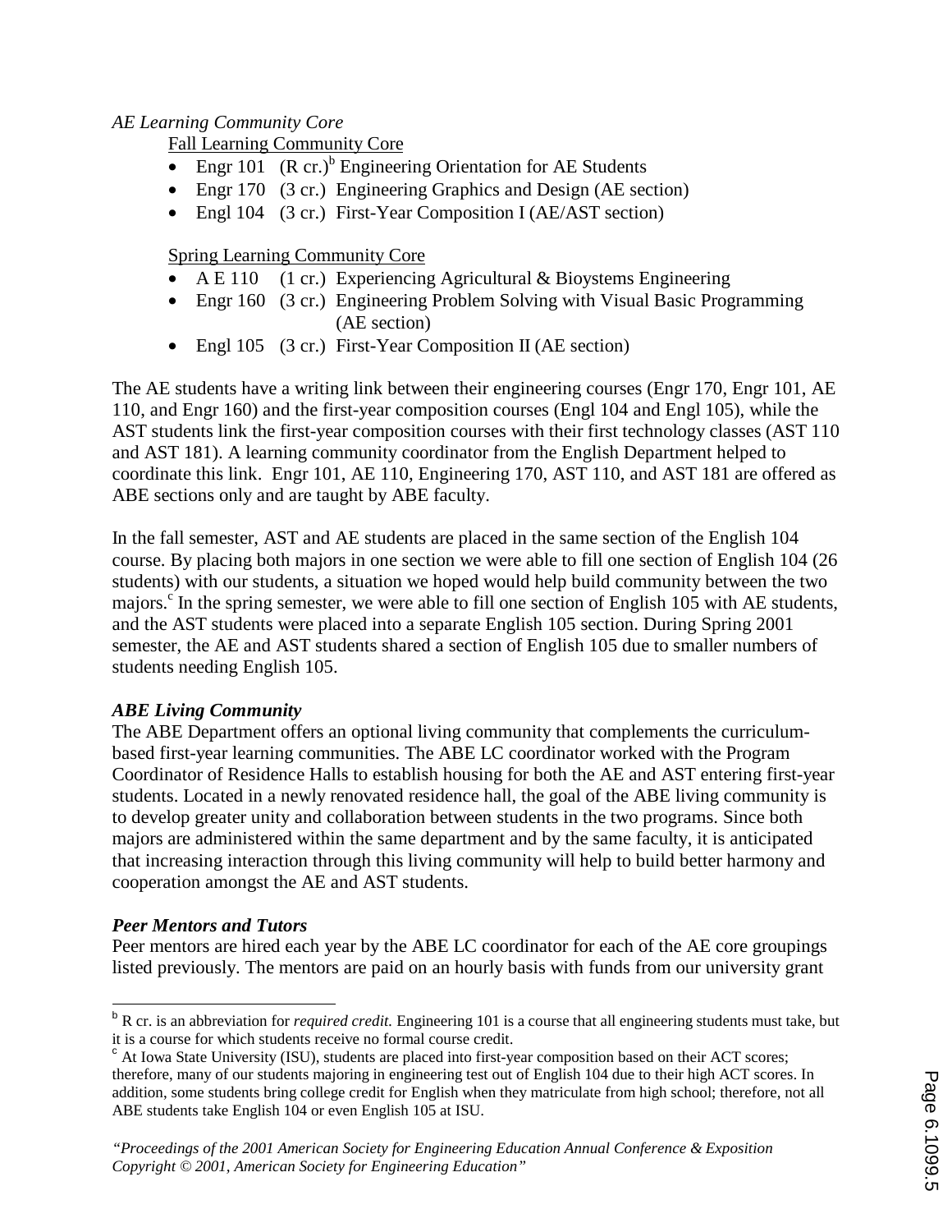*AE Learning Community Core*

Fall Learning Community Core

- Engr 101 (R cr.)[b] Engineering Orientation for AE Students
- Engr 170 (3 cr.) Engineering Graphics and Design (AE section)
- Engl 104 (3 cr.) First-Year Composition I (AE/AST section)

Spring Learning Community Core

- A E 110 (1 cr.) Experiencing Agricultural & Bioystems Engineering
- Engr 160 (3 cr.) Engineering Problem Solving with Visual Basic Programming (AE section)
- Engl 105 (3 cr.) First-Year Composition II (AE section)

The AE students have a writing link between their engineering courses (Engr 170, Engr 101, AE 110, and Engr 160) and the first-year composition courses (Engl 104 and Engl 105), while the AST students link the first-year composition courses with their first technology classes (AST 110 and AST 181). A learning community coordinator from the English Department helped to coordinate this link. Engr 101, AE 110, Engineering 170, AST 110, and AST 181 are offered as ABE sections only and are taught by ABE faculty.

In the fall semester, AST and AE students are placed in the same section of the English 104 course. By placing both majors in one section we were able to fill one section of English 104 (26 students) with our students, a situation we hoped would help build community between the two majors.[c] In the spring semester, we were able to fill one section of English 105 with AE students, and the AST students were placed into a separate English 105 section. During Spring 2001 semester, the AE and AST students shared a section of English 105 due to smaller numbers of students needing English 105.

***ABE Living Community***

The ABE Department offers an optional living community that complements the curriculum-based first-year learning communities. The ABE LC coordinator worked with the Program Coordinator of Residence Halls to establish housing for both the AE and AST entering first-year students. Located in a newly renovated residence hall, the goal of the ABE living community is to develop greater unity and collaboration between students in the two programs. Since both majors are administered within the same department and by the same faculty, it is anticipated that increasing interaction through this living community will help to build better harmony and cooperation amongst the AE and AST students.

***Peer Mentors and Tutors***

Peer mentors are hired each year by the ABE LC coordinator for each of the AE core groupings listed previously. The mentors are paid on an hourly basis with funds from our university grant

---

[b] R cr. is an abbreviation for *required credit.* Engineering 101 is a course that all engineering students must take, but it is a course for which students receive no formal course credit.

[c] At Iowa State University (ISU), students are placed into first-year composition based on their ACT scores; therefore, many of our students majoring in engineering test out of English 104 due to their high ACT scores. In addition, some students bring college credit for English when they matriculate from high school; therefore, not all ABE students take English 104 or even English 105 at ISU.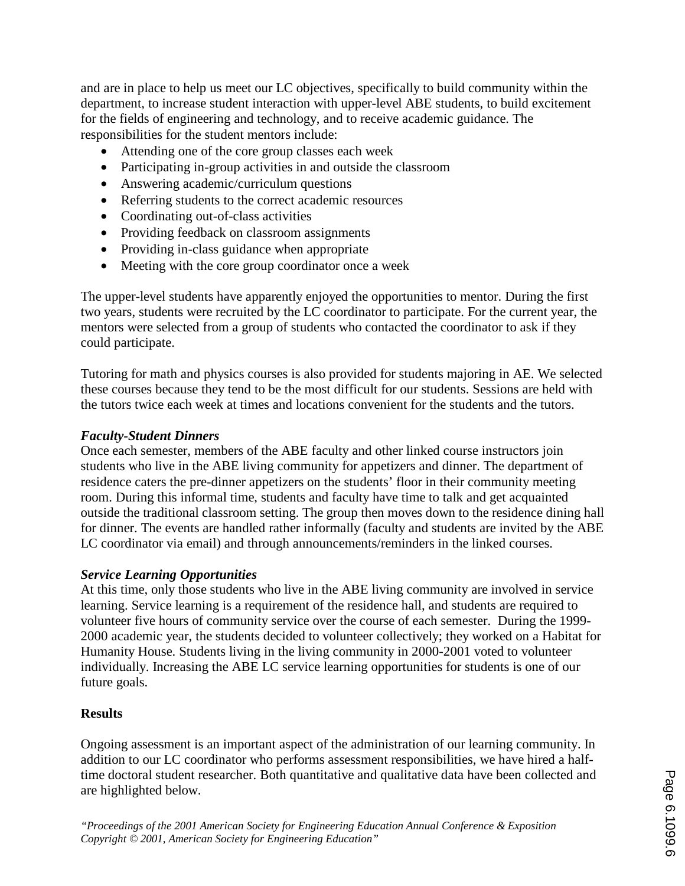and are in place to help us meet our LC objectives, specifically to build community within the department, to increase student interaction with upper-level ABE students, to build excitement for the fields of engineering and technology, and to receive academic guidance. The responsibilities for the student mentors include:

- Attending one of the core group classes each week
- Participating in-group activities in and outside the classroom
- Answering academic/curriculum questions
- Referring students to the correct academic resources
- Coordinating out-of-class activities
- Providing feedback on classroom assignments
- Providing in-class guidance when appropriate
- Meeting with the core group coordinator once a week

The upper-level students have apparently enjoyed the opportunities to mentor. During the first two years, students were recruited by the LC coordinator to participate. For the current year, the mentors were selected from a group of students who contacted the coordinator to ask if they could participate.

Tutoring for math and physics courses is also provided for students majoring in AE. We selected these courses because they tend to be the most difficult for our students. Sessions are held with the tutors twice each week at times and locations convenient for the students and the tutors.

***Faculty-Student Dinners***

Once each semester, members of the ABE faculty and other linked course instructors join students who live in the ABE living community for appetizers and dinner. The department of residence caters the pre-dinner appetizers on the students' floor in their community meeting room. During this informal time, students and faculty have time to talk and get acquainted outside the traditional classroom setting. The group then moves down to the residence dining hall for dinner. The events are handled rather informally (faculty and students are invited by the ABE LC coordinator via email) and through announcements/reminders in the linked courses.

***Service Learning Opportunities***

At this time, only those students who live in the ABE living community are involved in service learning. Service learning is a requirement of the residence hall, and students are required to volunteer five hours of community service over the course of each semester. During the 1999-2000 academic year, the students decided to volunteer collectively; they worked on a Habitat for Humanity House. Students living in the living community in 2000-2001 voted to volunteer individually. Increasing the ABE LC service learning opportunities for students is one of our future goals.

## Results

Ongoing assessment is an important aspect of the administration of our learning community. In addition to our LC coordinator who performs assessment responsibilities, we have hired a half-time doctoral student researcher. Both quantitative and qualitative data have been collected and are highlighted below.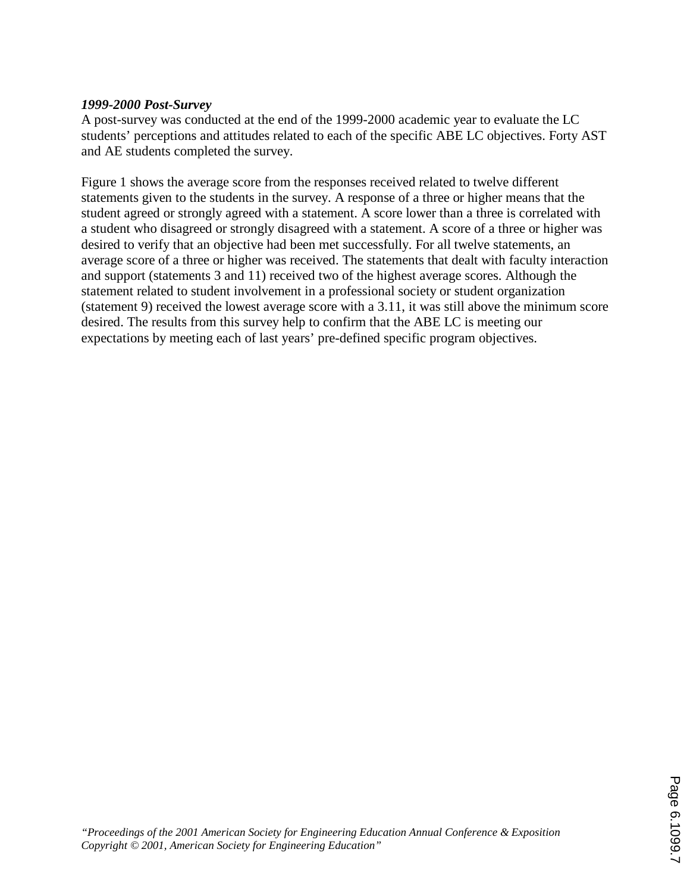***1999-2000 Post-Survey***

A post-survey was conducted at the end of the 1999-2000 academic year to evaluate the LC students' perceptions and attitudes related to each of the specific ABE LC objectives. Forty AST and AE students completed the survey.

Figure 1 shows the average score from the responses received related to twelve different statements given to the students in the survey. A response of a three or higher means that the student agreed or strongly agreed with a statement. A score lower than a three is correlated with a student who disagreed or strongly disagreed with a statement. A score of a three or higher was desired to verify that an objective had been met successfully. For all twelve statements, an average score of a three or higher was received. The statements that dealt with faculty interaction and support (statements 3 and 11) received two of the highest average scores. Although the statement related to student involvement in a professional society or student organization (statement 9) received the lowest average score with a 3.11, it was still above the minimum score desired. The results from this survey help to confirm that the ABE LC is meeting our expectations by meeting each of last years' pre-defined specific program objectives.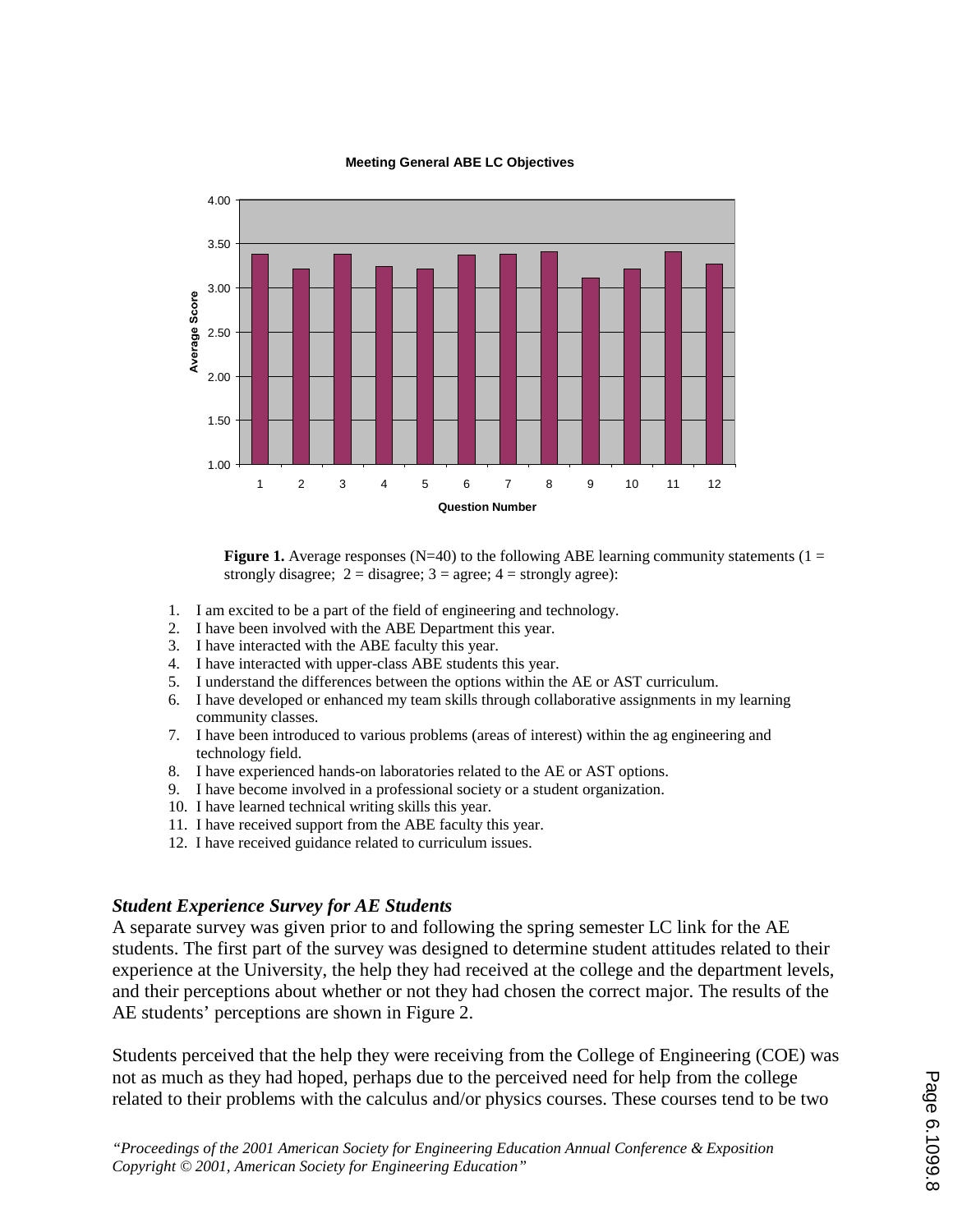**Figure 1.** Average responses (N=40) to the following ABE learning community statements (1 = strongly disagree; 2 = disagree; 3 = agree; 4 = strongly agree):

1. I am excited to be a part of the field of engineering and technology.
2. I have been involved with the ABE Department this year.
3. I have interacted with the ABE faculty this year.
4. I have interacted with upper-class ABE students this year.
5. I understand the differences between the options within the AE or AST curriculum.
6. I have developed or enhanced my team skills through collaborative assignments in my learning community classes.
7. I have been introduced to various problems (areas of interest) within the ag engineering and technology field.
8. I have experienced hands-on laboratories related to the AE or AST options.
9. I have become involved in a professional society or a student organization.
10. I have learned technical writing skills this year.
11. I have received support from the ABE faculty this year.
12. I have received guidance related to curriculum issues.

### *Student Experience Survey for AE Students*

A separate survey was given prior to and following the spring semester LC link for the AE students. The first part of the survey was designed to determine student attitudes related to their experience at the University, the help they had received at the college and the department levels, and their perceptions about whether or not they had chosen the correct major. The results of the AE students' perceptions are shown in Figure 2.

Students perceived that the help they were receiving from the College of Engineering (COE) was not as much as they had hoped, perhaps due to the perceived need for help from the college related to their problems with the calculus and/or physics courses. These courses tend to be two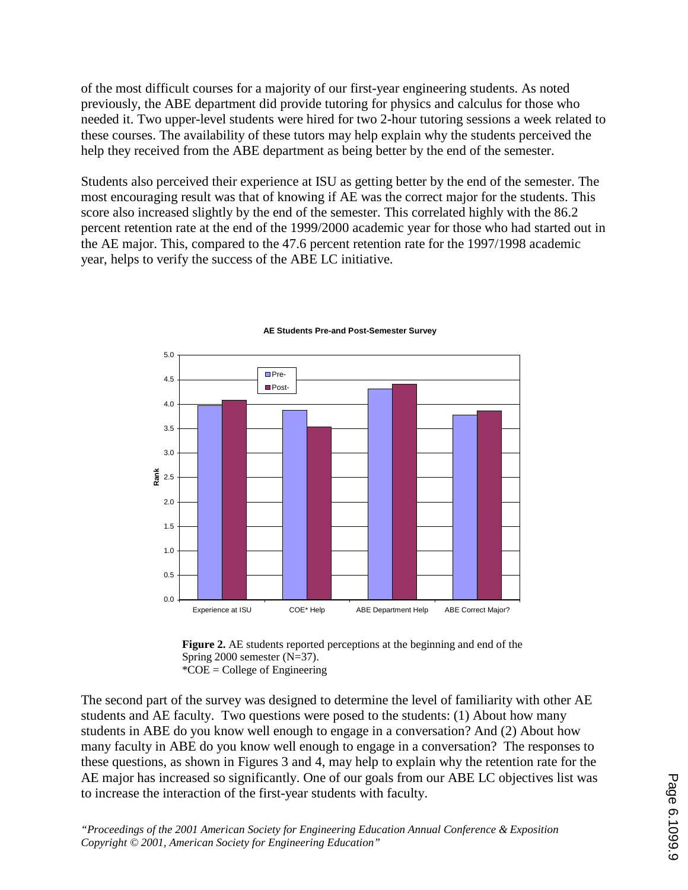of the most difficult courses for a majority of our first-year engineering students. As noted previously, the ABE department did provide tutoring for physics and calculus for those who needed it. Two upper-level students were hired for two 2-hour tutoring sessions a week related to these courses. The availability of these tutors may help explain why the students perceived the help they received from the ABE department as being better by the end of the semester.

Students also perceived their experience at ISU as getting better by the end of the semester. The most encouraging result was that of knowing if AE was the correct major for the students. This score also increased slightly by the end of the semester. This correlated highly with the 86.2 percent retention rate at the end of the 1999/2000 academic year for those who had started out in the AE major. This, compared to the 47.6 percent retention rate for the 1997/1998 academic year, helps to verify the success of the ABE LC initiative.

**Figure 2.** AE students reported perceptions at the beginning and end of the Spring 2000 semester (N=37).
*COE = College of Engineering

The second part of the survey was designed to determine the level of familiarity with other AE students and AE faculty. Two questions were posed to the students: (1) About how many students in ABE do you know well enough to engage in a conversation? And (2) About how many faculty in ABE do you know well enough to engage in a conversation? The responses to these questions, as shown in Figures 3 and 4, may help to explain why the retention rate for the AE major has increased so significantly. One of our goals from our ABE LC objectives list was to increase the interaction of the first-year students with faculty.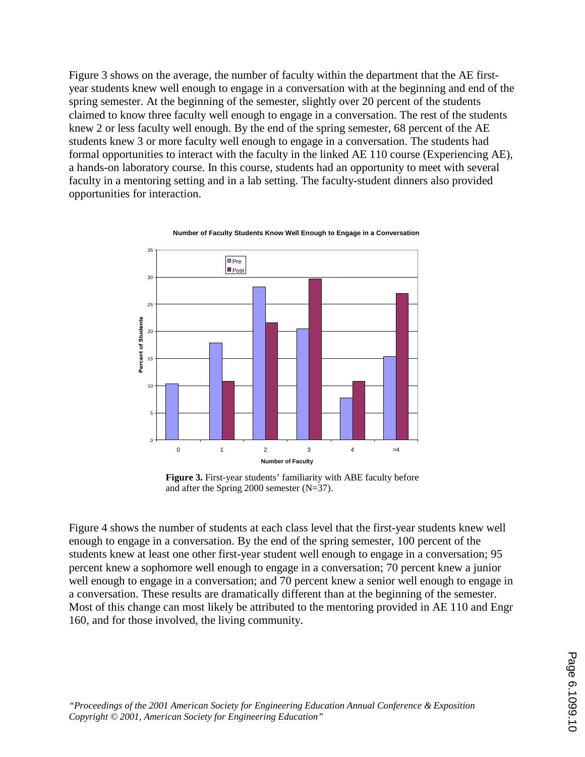Figure 3 shows on the average, the number of faculty within the department that the AE first-year students knew well enough to engage in a conversation with at the beginning and end of the spring semester. At the beginning of the semester, slightly over 20 percent of the students claimed to know three faculty well enough to engage in a conversation. The rest of the students knew 2 or less faculty well enough. By the end of the spring semester, 68 percent of the AE students knew 3 or more faculty well enough to engage in a conversation. The students had formal opportunities to interact with the faculty in the linked AE 110 course (Experiencing AE), a hands-on laboratory course. In this course, students had an opportunity to meet with several faculty in a mentoring setting and in a lab setting. The faculty-student dinners also provided opportunities for interaction.

**Figure 3.** First-year students' familiarity with ABE faculty before and after the Spring 2000 semester (N=37).

Figure 4 shows the number of students at each class level that the first-year students knew well enough to engage in a conversation. By the end of the spring semester, 100 percent of the students knew at least one other first-year student well enough to engage in a conversation; 95 percent knew a sophomore well enough to engage in a conversation; 70 percent knew a junior well enough to engage in a conversation; and 70 percent knew a senior well enough to engage in a conversation. These results are dramatically different than at the beginning of the semester. Most of this change can most likely be attributed to the mentoring provided in AE 110 and Engr 160, and for those involved, the living community.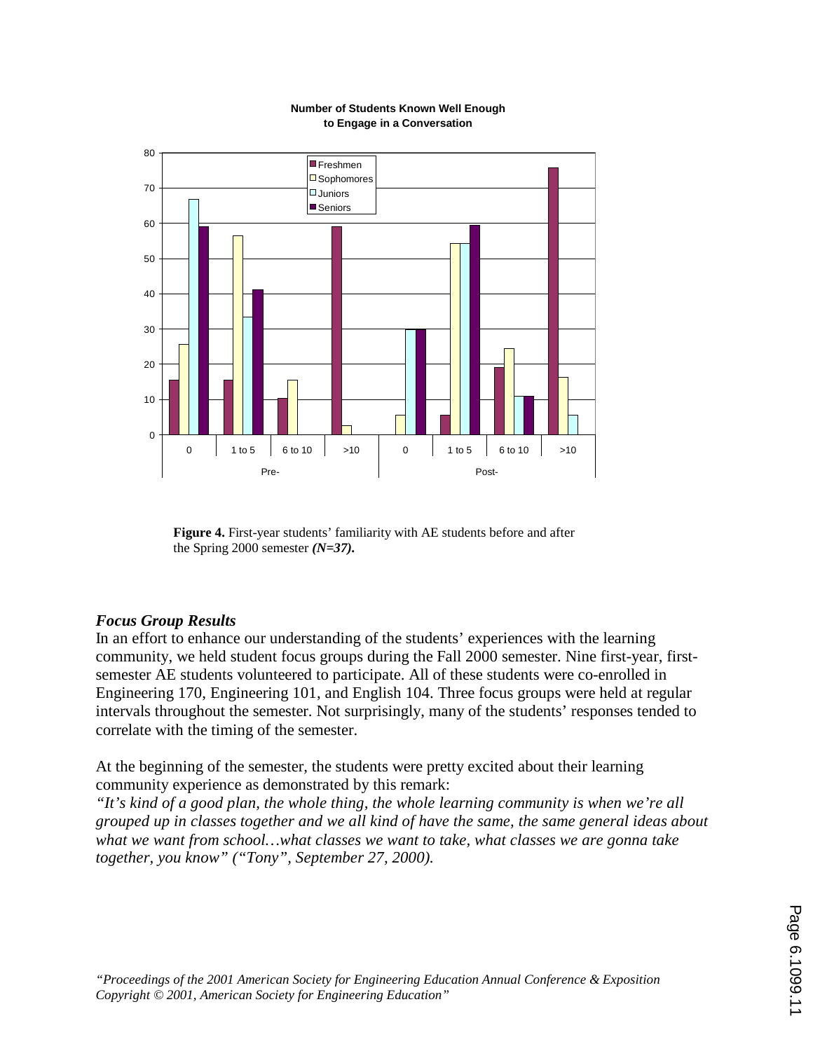**Figure 4.** First-year students' familiarity with AE students before and after the Spring 2000 semester ***(N=37).***

### *Focus Group Results*

In an effort to enhance our understanding of the students' experiences with the learning community, we held student focus groups during the Fall 2000 semester. Nine first-year, first-semester AE students volunteered to participate. All of these students were co-enrolled in Engineering 170, Engineering 101, and English 104. Three focus groups were held at regular intervals throughout the semester. Not surprisingly, many of the students' responses tended to correlate with the timing of the semester.

At the beginning of the semester, the students were pretty excited about their learning community experience as demonstrated by this remark:

*"It's kind of a good plan, the whole thing, the whole learning community is when we're all grouped up in classes together and we all kind of have the same, the same general ideas about what we want from school…what classes we want to take, what classes we are gonna take together, you know" ("Tony", September 27, 2000).*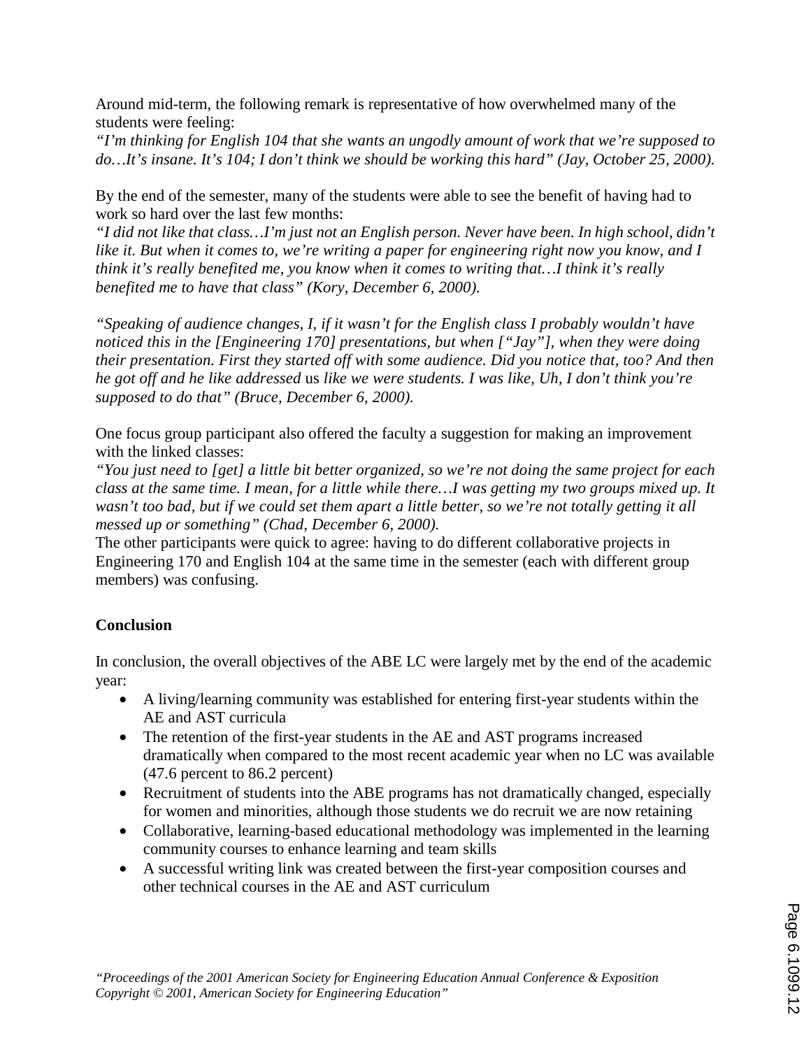Around mid-term, the following remark is representative of how overwhelmed many of the students were feeling:
*"I'm thinking for English 104 that she wants an ungodly amount of work that we're supposed to do…It's insane. It's 104; I don't think we should be working this hard" (Jay, October 25, 2000).*

By the end of the semester, many of the students were able to see the benefit of having had to work so hard over the last few months:
*"I did not like that class…I'm just not an English person. Never have been. In high school, didn't like it. But when it comes to, we're writing a paper for engineering right now you know, and I think it's really benefited me, you know when it comes to writing that…I think it's really benefited me to have that class" (Kory, December 6, 2000).*

*"Speaking of audience changes, I, if it wasn't for the English class I probably wouldn't have noticed this in the [Engineering 170] presentations, but when ["Jay"], when they were doing their presentation. First they started off with some audience. Did you notice that, too? And then he got off and he like addressed* us *like we were students. I was like, Uh, I don't think you're supposed to do that" (Bruce, December 6, 2000).*

One focus group participant also offered the faculty a suggestion for making an improvement with the linked classes:
*"You just need to [get] a little bit better organized, so we're not doing the same project for each class at the same time. I mean, for a little while there…I was getting my two groups mixed up. It wasn't too bad, but if we could set them apart a little better, so we're not totally getting it all messed up or something" (Chad, December 6, 2000).*
The other participants were quick to agree: having to do different collaborative projects in Engineering 170 and English 104 at the same time in the semester (each with different group members) was confusing.

**Conclusion**

In conclusion, the overall objectives of the ABE LC were largely met by the end of the academic year:

- A living/learning community was established for entering first-year students within the AE and AST curricula
- The retention of the first-year students in the AE and AST programs increased dramatically when compared to the most recent academic year when no LC was available (47.6 percent to 86.2 percent)
- Recruitment of students into the ABE programs has not dramatically changed, especially for women and minorities, although those students we do recruit we are now retaining
- Collaborative, learning-based educational methodology was implemented in the learning community courses to enhance learning and team skills
- A successful writing link was created between the first-year composition courses and other technical courses in the AE and AST curriculum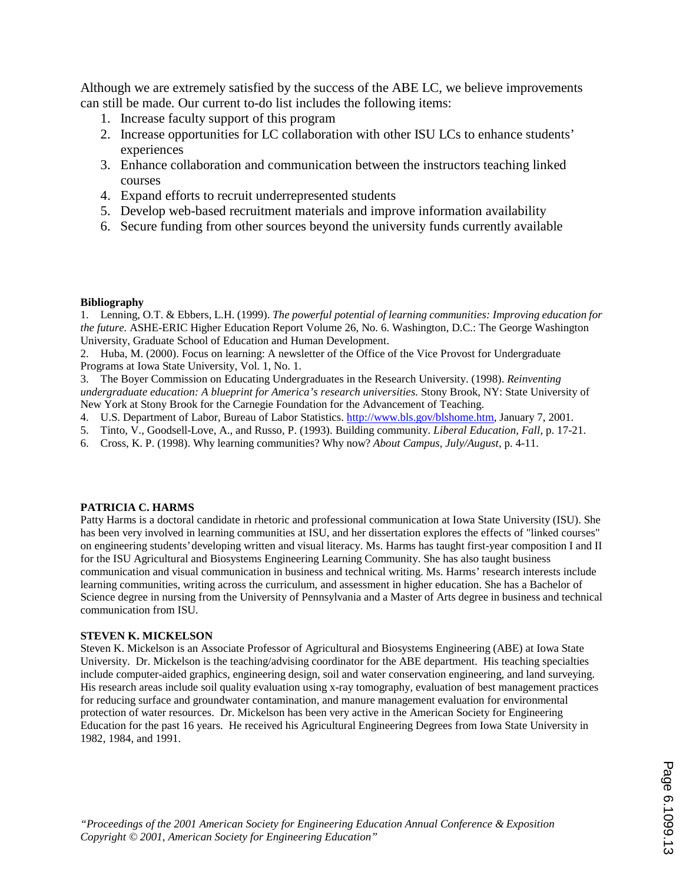Although we are extremely satisfied by the success of the ABE LC, we believe improvements can still be made. Our current to-do list includes the following items:

1. Increase faculty support of this program
2. Increase opportunities for LC collaboration with other ISU LCs to enhance students' experiences
3. Enhance collaboration and communication between the instructors teaching linked courses
4. Expand efforts to recruit underrepresented students
5. Develop web-based recruitment materials and improve information availability
6. Secure funding from other sources beyond the university funds currently available

**Bibliography**

1. Lenning, O.T. & Ebbers, L.H. (1999). *The powerful potential of learning communities: Improving education for the future.* ASHE-ERIC Higher Education Report Volume 26, No. 6. Washington, D.C.: The George Washington University, Graduate School of Education and Human Development.
2. Huba, M. (2000). Focus on learning: A newsletter of the Office of the Vice Provost for Undergraduate Programs at Iowa State University, Vol. 1, No. 1.
3. The Boyer Commission on Educating Undergraduates in the Research University. (1998). *Reinventing undergraduate education: A blueprint for America's research universities.* Stony Brook, NY: State University of New York at Stony Brook for the Carnegie Foundation for the Advancement of Teaching.
4. U.S. Department of Labor, Bureau of Labor Statistics. http://www.bls.gov/blshome.htm, January 7, 2001.
5. Tinto, V., Goodsell-Love, A., and Russo, P. (1993). Building community. *Liberal Education, Fall,* p. 17-21.
6. Cross, K. P. (1998). Why learning communities? Why now? *About Campus, July/August,* p. 4-11.

**PATRICIA C. HARMS**

Patty Harms is a doctoral candidate in rhetoric and professional communication at Iowa State University (ISU). She has been very involved in learning communities at ISU, and her dissertation explores the effects of "linked courses" on engineering students' developing written and visual literacy. Ms. Harms has taught first-year composition I and II for the ISU Agricultural and Biosystems Engineering Learning Community. She has also taught business communication and visual communication in business and technical writing. Ms. Harms' research interests include learning communities, writing across the curriculum, and assessment in higher education. She has a Bachelor of Science degree in nursing from the University of Pennsylvania and a Master of Arts degree in business and technical communication from ISU.

**STEVEN K. MICKELSON**

Steven K. Mickelson is an Associate Professor of Agricultural and Biosystems Engineering (ABE) at Iowa State University. Dr. Mickelson is the teaching/advising coordinator for the ABE department. His teaching specialties include computer-aided graphics, engineering design, soil and water conservation engineering, and land surveying. His research areas include soil quality evaluation using x-ray tomography, evaluation of best management practices for reducing surface and groundwater contamination, and manure management evaluation for environmental protection of water resources. Dr. Mickelson has been very active in the American Society for Engineering Education for the past 16 years. He received his Agricultural Engineering Degrees from Iowa State University in 1982, 1984, and 1991.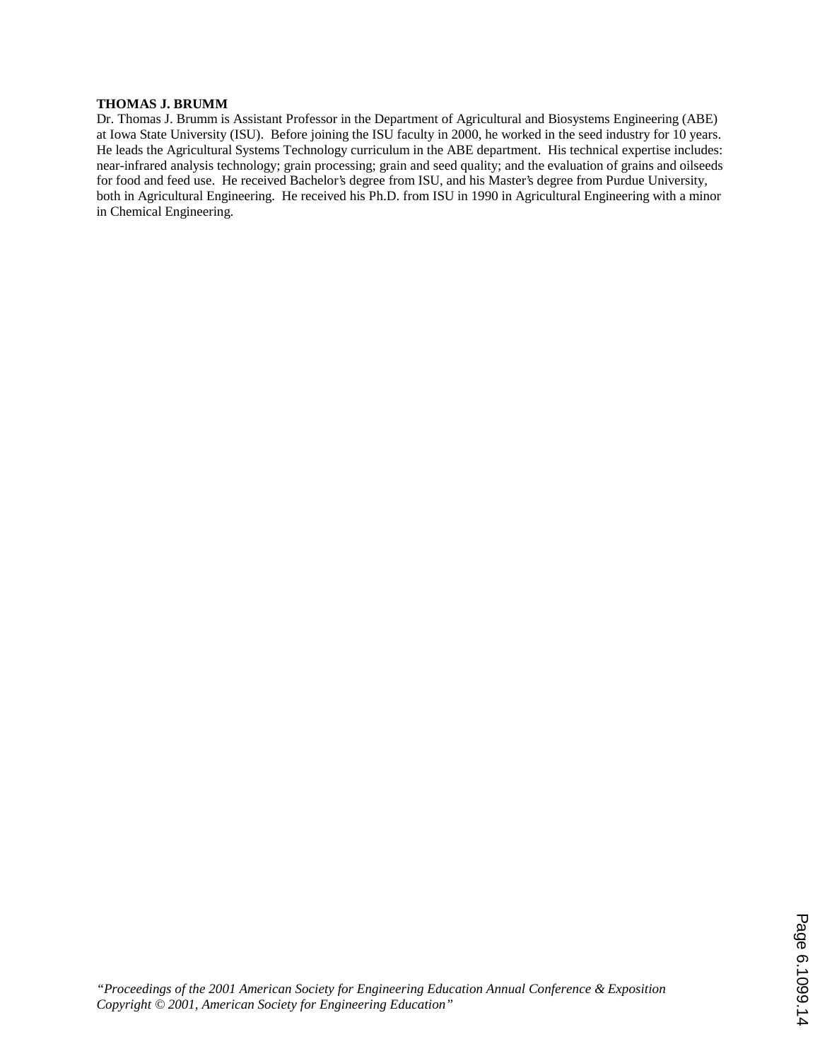**THOMAS J. BRUMM**

Dr. Thomas J. Brumm is Assistant Professor in the Department of Agricultural and Biosystems Engineering (ABE) at Iowa State University (ISU). Before joining the ISU faculty in 2000, he worked in the seed industry for 10 years. He leads the Agricultural Systems Technology curriculum in the ABE department. His technical expertise includes: near-infrared analysis technology; grain processing; grain and seed quality; and the evaluation of grains and oilseeds for food and feed use. He received Bachelor's degree from ISU, and his Master's degree from Purdue University, both in Agricultural Engineering. He received his Ph.D. from ISU in 1990 in Agricultural Engineering with a minor in Chemical Engineering.